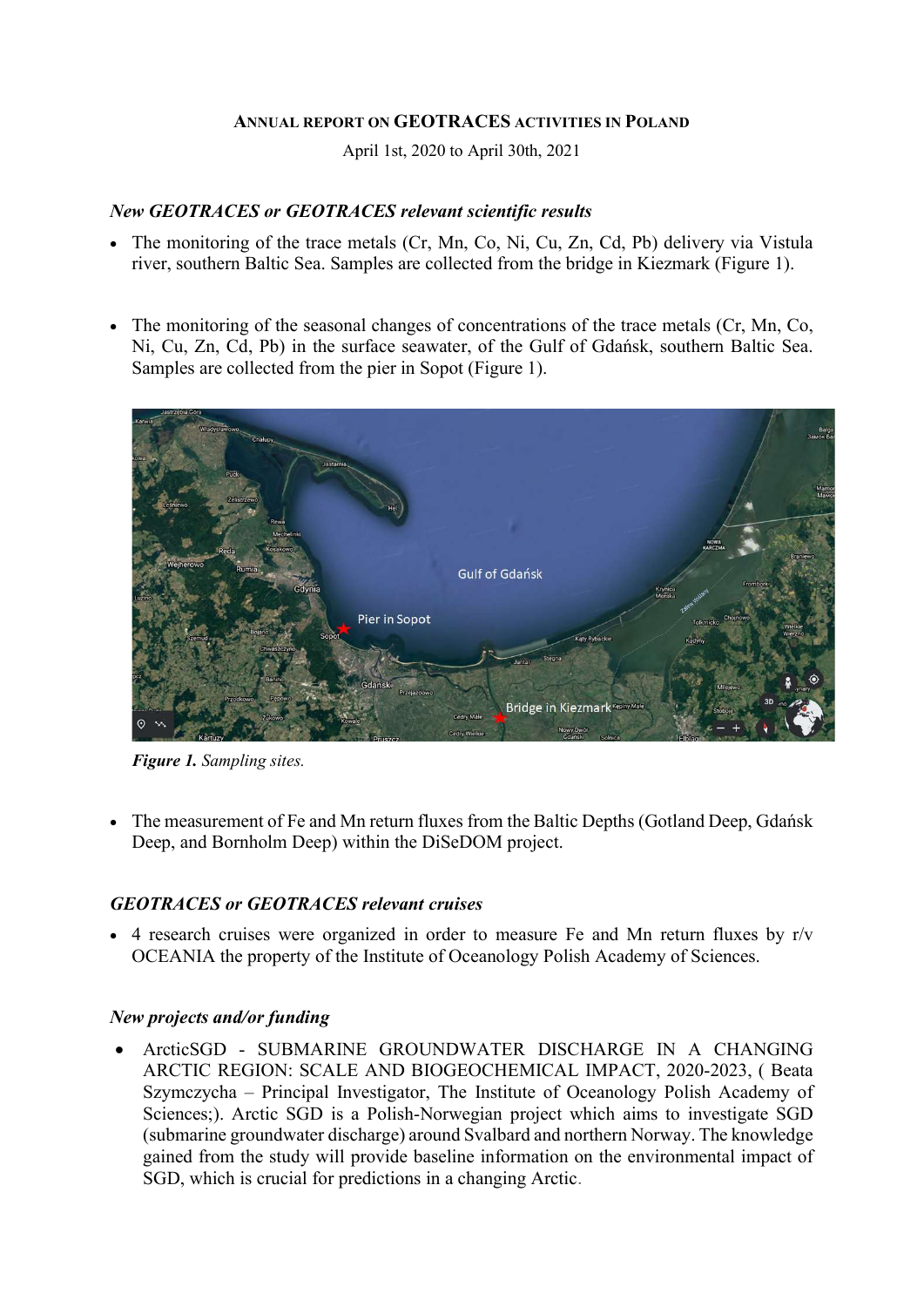**ANNUAL REPORT ON GEOTRACES ACTIVITIES IN POLAND**

April 1st, 2020 to April 30th, 2021

### *New GEOTRACES or GEOTRACES relevant scientific results*

- The monitoring of the trace metals (Cr, Mn, Co, Ni, Cu, Zn, Cd, Pb) delivery via Vistula river, southern Baltic Sea. Samples are collected from the bridge in Kiezmark (Figure 1).

- The monitoring of the seasonal changes of concentrations of the trace metals (Cr, Mn, Co, Ni, Cu, Zn, Cd, Pb) in the surface seawater, of the Gulf of Gdańsk, southern Baltic Sea. Samples are collected from the pier in Sopot (Figure 1).

***Figure 1.*** *Sampling sites.*

- The measurement of Fe and Mn return fluxes from the Baltic Depths (Gotland Deep, Gdańsk Deep, and Bornholm Deep) within the DiSeDOM project.

### *GEOTRACES or GEOTRACES relevant cruises*

- 4 research cruises were organized in order to measure Fe and Mn return fluxes by r/v OCEANIA the property of the Institute of Oceanology Polish Academy of Sciences.

### *New projects and/or funding*

- ArcticSGD - SUBMARINE GROUNDWATER DISCHARGE IN A CHANGING ARCTIC REGION: SCALE AND BIOGEOCHEMICAL IMPACT, 2020-2023, ( Beata Szymczycha – Principal Investigator, The Institute of Oceanology Polish Academy of Sciences;). Arctic SGD is a Polish-Norwegian project which aims to investigate SGD (submarine groundwater discharge) around Svalbard and northern Norway. The knowledge gained from the study will provide baseline information on the environmental impact of SGD, which is crucial for predictions in a changing Arctic.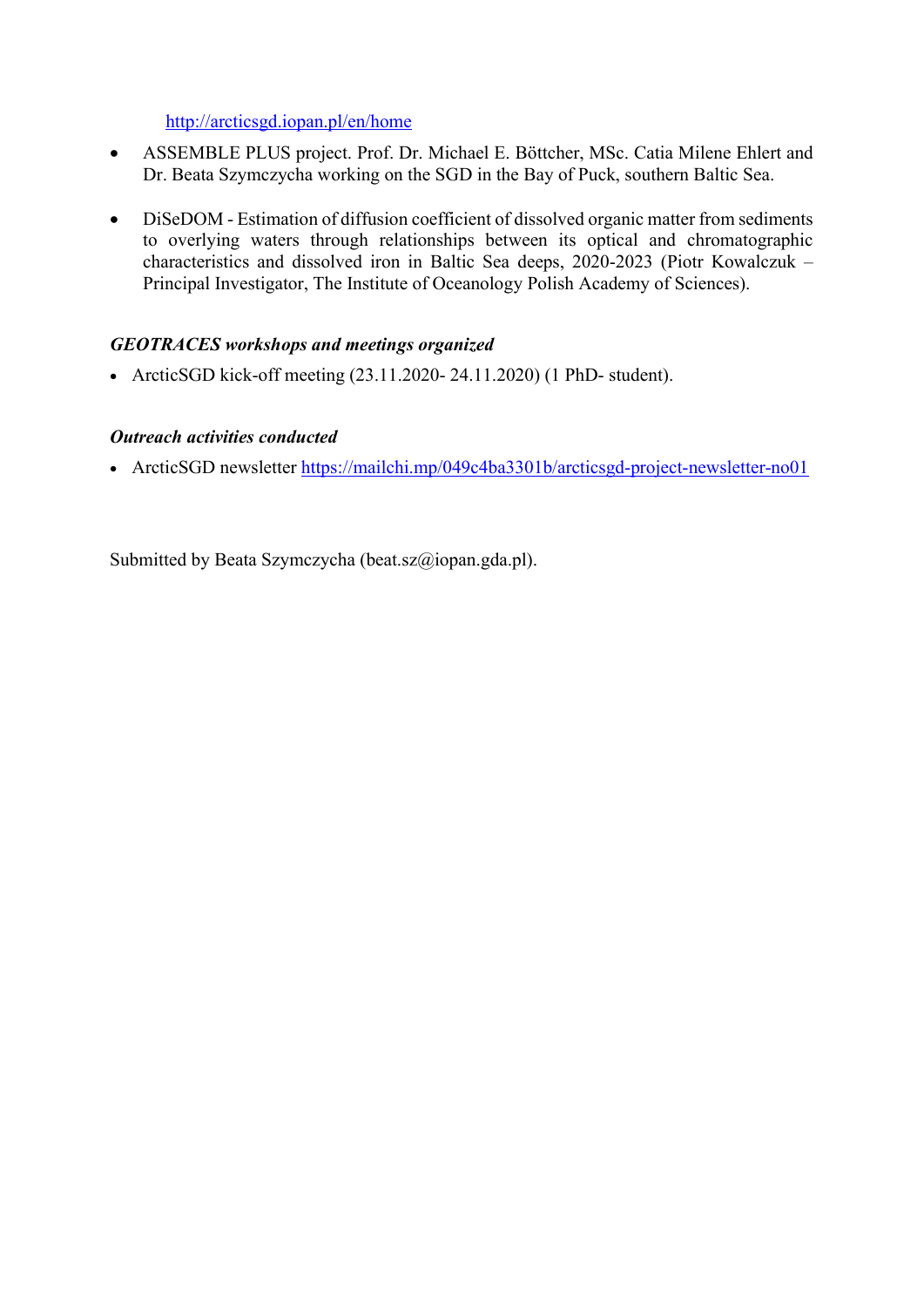http://arcticsgd.iopan.pl/en/home

- ASSEMBLE PLUS project. Prof. Dr. Michael E. Böttcher, MSc. Catia Milene Ehlert and Dr. Beata Szymczycha working on the SGD in the Bay of Puck, southern Baltic Sea.
- DiSeDOM - Estimation of diffusion coefficient of dissolved organic matter from sediments to overlying waters through relationships between its optical and chromatographic characteristics and dissolved iron in Baltic Sea deeps, 2020-2023 (Piotr Kowalczuk – Principal Investigator, The Institute of Oceanology Polish Academy of Sciences).

***GEOTRACES workshops and meetings organized***

- ArcticSGD kick-off meeting (23.11.2020- 24.11.2020) (1 PhD- student).

***Outreach activities conducted***

- ArcticSGD newsletter https://mailchi.mp/049c4ba3301b/arcticsgd-project-newsletter-no01

Submitted by Beata Szymczycha (beat.sz@iopan.gda.pl).